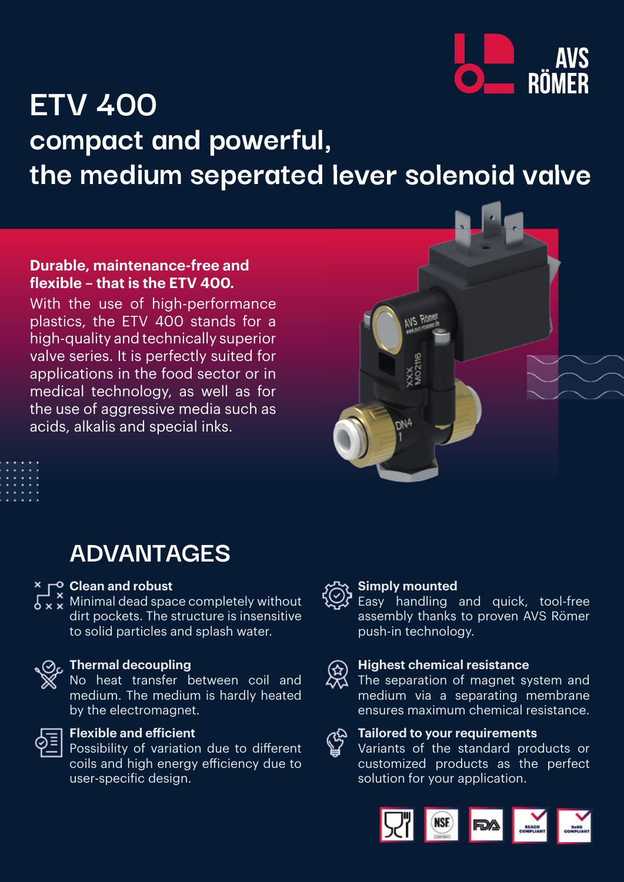# ETV 400

## compact and powerful, the medium seperated lever solenoid valve

**Durable, maintenance-free and flexible – that is the ETV 400.**

With the use of high-performance plastics, the ETV 400 stands for a high-quality and technically superior valve series. It is perfectly suited for applications in the food sector or in medical technology, as well as for the use of aggressive media such as acids, alkalis and special inks.

## ADVANTAGES

**Clean and robust**
Minimal dead space completely without dirt pockets. The structure is insensitive to solid particles and splash water.

**Thermal decoupling**
No heat transfer between coil and medium. The medium is hardly heated by the electromagnet.

**Flexible and efficient**
Possibility of variation due to different coils and high energy efficiency due to user-specific design.

**Simply mounted**
Easy handling and quick, tool-free assembly thanks to proven AVS Römer push-in technology.

**Highest chemical resistance**
The separation of magnet system and medium via a separating membrane ensures maximum chemical resistance.

**Tailored to your requirements**
Variants of the standard products or customized products as the perfect solution for your application.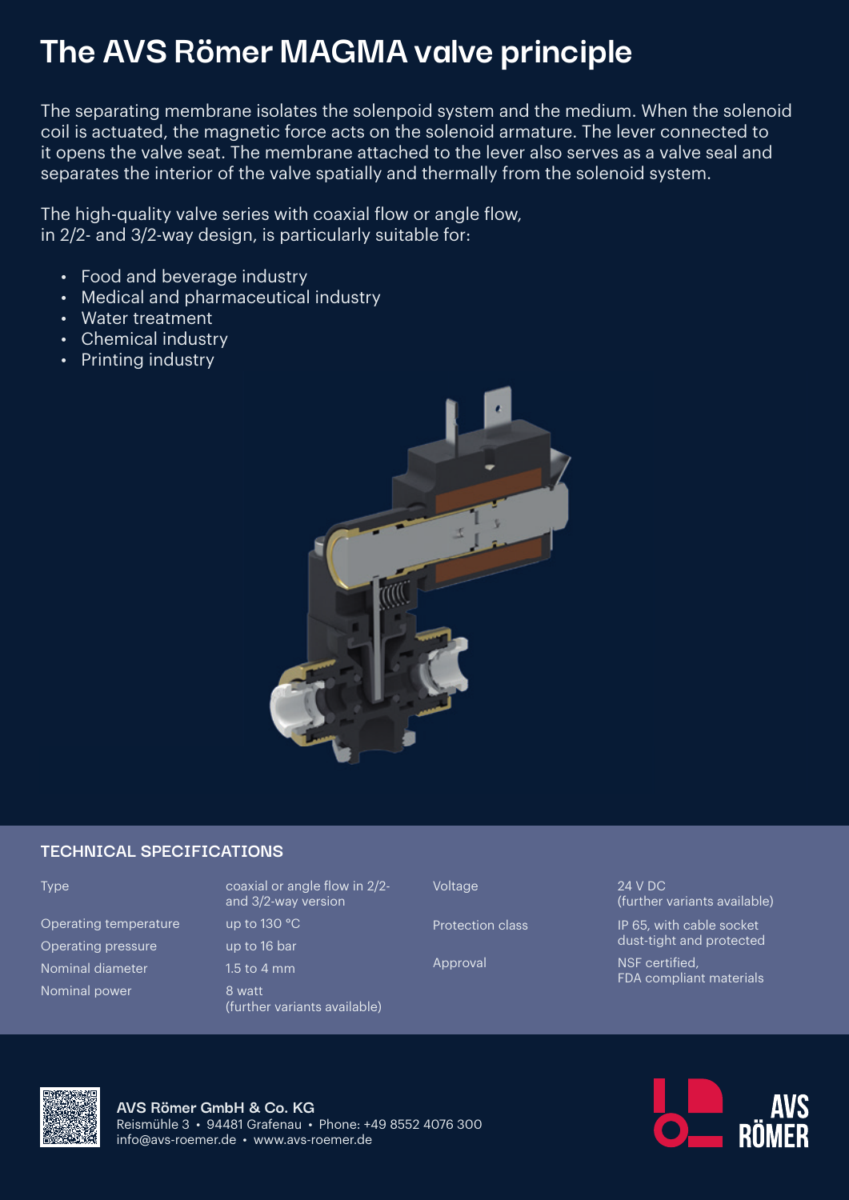# The AVS Römer MAGMA valve principle

The separating membrane isolates the solenpoid system and the medium. When the solenoid coil is actuated, the magnetic force acts on the solenoid armature. The lever connected to it opens the valve seat. The membrane attached to the lever also serves as a valve seal and separates the interior of the valve spatially and thermally from the solenoid system.

The high-quality valve series with coaxial flow or angle flow, in 2/2- and 3/2-way design, is particularly suitable for:

- Food and beverage industry
- Medical and pharmaceutical industry
- Water treatment
- Chemical industry
- Printing industry

## TECHNICAL SPECIFICATIONS

| | | | |
|---|---|---|---|
| Type | coaxial or angle flow in 2/2- and 3/2-way version | Voltage | 24 V DC (further variants available) |
| Operating temperature | up to 130 °C | Protection class | IP 65, with cable socket dust-tight and protected |
| Operating pressure | up to 16 bar | Approval | NSF certified, FDA compliant materials |
| Nominal diameter | 1.5 to 4 mm | | |
| Nominal power | 8 watt (further variants available) | | |

**AVS Römer GmbH & Co. KG**
Reismühle 3 • 94481 Grafenau • Phone: +49 8552 4076 300
info@avs-roemer.de • www.avs-roemer.de

AVS RÖMER